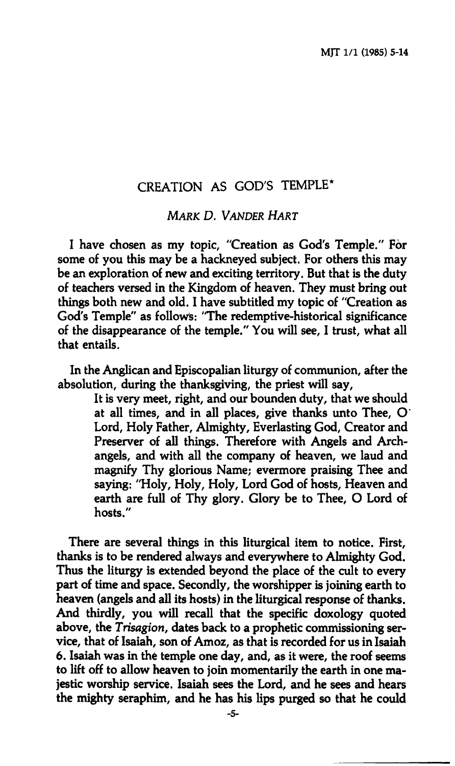# CREATION AS GOD'S TEMPLE*

*MARK D. VANDER HART*

I have chosen as my topic, "Creation as God's Temple." For some of you this may be a hackneyed subject. For others this may be an exploration of new and exciting territory. But that is the duty of teachers versed in the Kingdom of heaven. They must bring out things both new and old. I have subtitled my topic of "Creation as God's Temple" as follows: "The redemptive-historical significance of the disappearance of the temple." You will see, I trust, what all that entails.

In the Anglican and Episcopalian liturgy of communion, after the absolution, during the thanksgiving, the priest will say,

> It is very meet, right, and our bounden duty, that we should at all times, and in all places, give thanks unto Thee, O Lord, Holy Father, Almighty, Everlasting God, Creator and Preserver of all things. Therefore with Angels and Archangels, and with all the company of heaven, we laud and magnify Thy glorious Name; evermore praising Thee and saying: "Holy, Holy, Holy, Lord God of hosts, Heaven and earth are full of Thy glory. Glory be to Thee, O Lord of hosts."

There are several things in this liturgical item to notice. First, thanks is to be rendered always and everywhere to Almighty God. Thus the liturgy is extended beyond the place of the cult to every part of time and space. Secondly, the worshipper is joining earth to heaven (angels and all its hosts) in the liturgical response of thanks. And thirdly, you will recall that the specific doxology quoted above, the *Trisagion*, dates back to a prophetic commissioning service, that of Isaiah, son of Amoz, as that is recorded for us in Isaiah 6. Isaiah was in the temple one day, and, as it were, the roof seems to lift off to allow heaven to join momentarily the earth in one majestic worship service. Isaiah sees the Lord, and he sees and hears the mighty seraphim, and he has his lips purged so that he could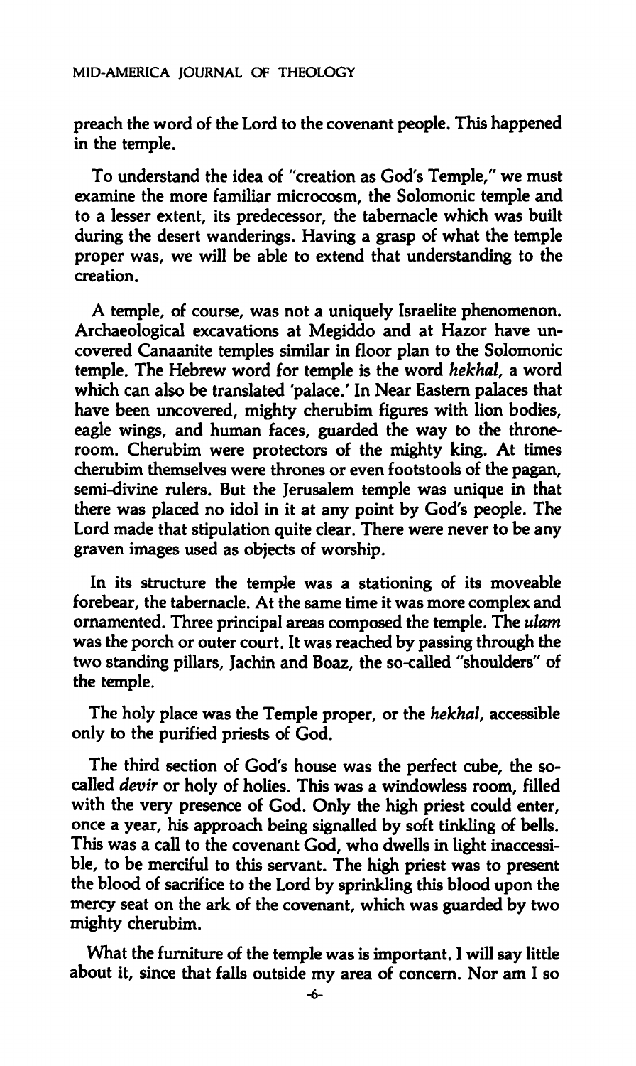preach the word of the Lord to the covenant people. This happened in the temple.

To understand the idea of "creation as God's Temple," we must examine the more familiar microcosm, the Solomonic temple and to a lesser extent, its predecessor, the tabernacle which was built during the desert wanderings. Having a grasp of what the temple proper was, we will be able to extend that understanding to the creation.

A temple, of course, was not a uniquely Israelite phenomenon. Archaeological excavations at Megiddo and at Hazor have uncovered Canaanite temples similar in floor plan to the Solomonic temple. The Hebrew word for temple is the word *hekhal*, a word which can also be translated 'palace.' In Near Eastern palaces that have been uncovered, mighty cherubim figures with lion bodies, eagle wings, and human faces, guarded the way to the throne-room. Cherubim were protectors of the mighty king. At times cherubim themselves were thrones or even footstools of the pagan, semi-divine rulers. But the Jerusalem temple was unique in that there was placed no idol in it at any point by God's people. The Lord made that stipulation quite clear. There were never to be any graven images used as objects of worship.

In its structure the temple was a stationing of its moveable forebear, the tabernacle. At the same time it was more complex and ornamented. Three principal areas composed the temple. The *ulam* was the porch or outer court. It was reached by passing through the two standing pillars, Jachin and Boaz, the so-called "shoulders" of the temple.

The holy place was the Temple proper, or the *hekhal*, accessible only to the purified priests of God.

The third section of God's house was the perfect cube, the so-called *devir* or holy of holies. This was a windowless room, filled with the very presence of God. Only the high priest could enter, once a year, his approach being signalled by soft tinkling of bells. This was a call to the covenant God, who dwells in light inaccessible, to be merciful to this servant. The high priest was to present the blood of sacrifice to the Lord by sprinkling this blood upon the mercy seat on the ark of the covenant, which was guarded by two mighty cherubim.

What the furniture of the temple was is important. I will say little about it, since that falls outside my area of concern. Nor am I so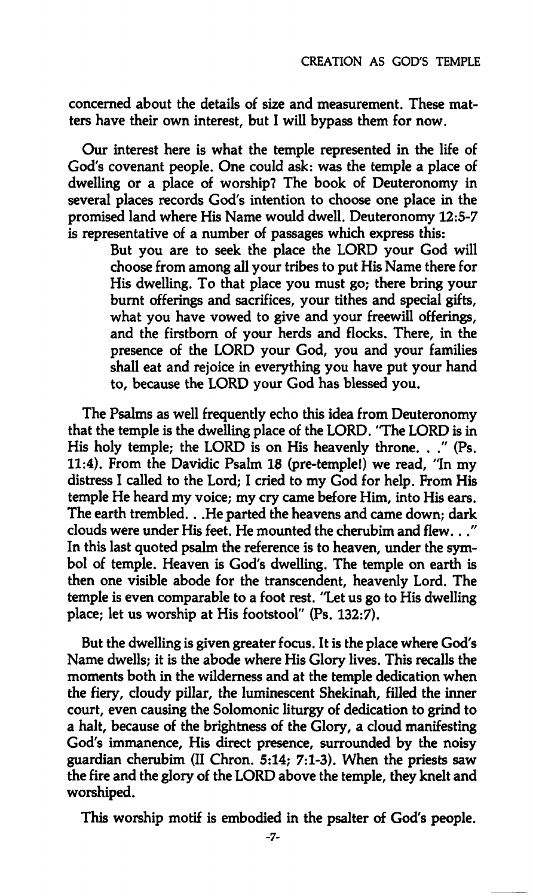concerned about the details of size and measurement. These matters have their own interest, but I will bypass them for now.

Our interest here is what the temple represented in the life of God's covenant people. One could ask: was the temple a place of dwelling or a place of worship? The book of Deuteronomy in several places records God's intention to choose one place in the promised land where His Name would dwell. Deuteronomy 12:5-7 is representative of a number of passages which express this:

> But you are to seek the place the LORD your God will choose from among all your tribes to put His Name there for His dwelling. To that place you must go; there bring your burnt offerings and sacrifices, your tithes and special gifts, what you have vowed to give and your freewill offerings, and the firstborn of your herds and flocks. There, in the presence of the LORD your God, you and your families shall eat and rejoice in everything you have put your hand to, because the LORD your God has blessed you.

The Psalms as well frequently echo this idea from Deuteronomy that the temple is the dwelling place of the LORD. "The LORD is in His holy temple; the LORD is on His heavenly throne. . ." (Ps. 11:4). From the Davidic Psalm 18 (pre-temple!) we read, "In my distress I called to the Lord; I cried to my God for help. From His temple He heard my voice; my cry came before Him, into His ears. The earth trembled. . .He parted the heavens and came down; dark clouds were under His feet. He mounted the cherubim and flew. . ." In this last quoted psalm the reference is to heaven, under the symbol of temple. Heaven is God's dwelling. The temple on earth is then one visible abode for the transcendent, heavenly Lord. The temple is even comparable to a foot rest. "Let us go to His dwelling place; let us worship at His footstool" (Ps. 132:7).

But the dwelling is given greater focus. It is the place where God's Name dwells; it is the abode where His Glory lives. This recalls the moments both in the wilderness and at the temple dedication when the fiery, cloudy pillar, the luminescent Shekinah, filled the inner court, even causing the Solomonic liturgy of dedication to grind to a halt, because of the brightness of the Glory, a cloud manifesting God's immanence, His direct presence, surrounded by the noisy guardian cherubim (II Chron. 5:14; 7:1-3). When the priests saw the fire and the glory of the LORD above the temple, they knelt and worshiped.

This worship motif is embodied in the psalter of God's people.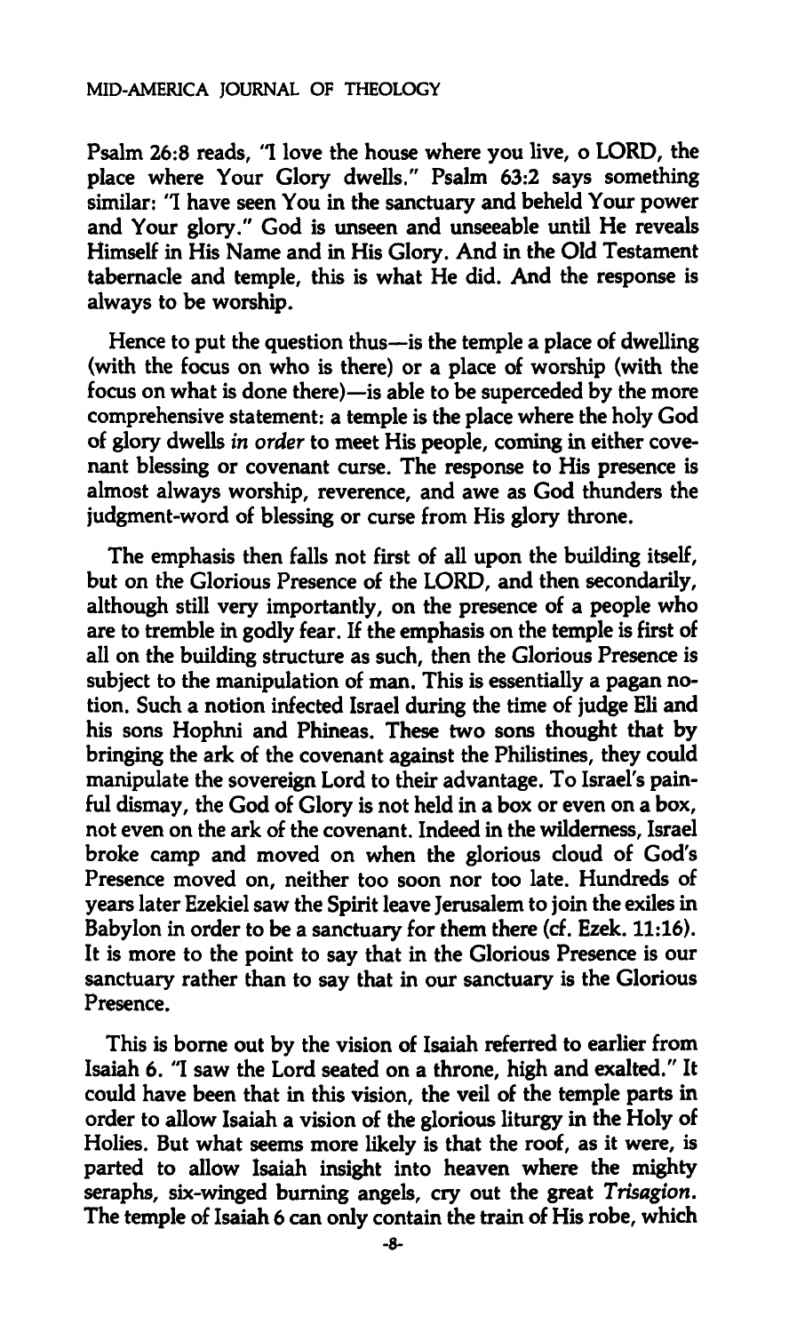Psalm 26:8 reads, "I love the house where you live, o LORD, the place where Your Glory dwells." Psalm 63:2 says something similar: "I have seen You in the sanctuary and beheld Your power and Your glory." God is unseen and unseeable until He reveals Himself in His Name and in His Glory. And in the Old Testament tabernacle and temple, this is what He did. And the response is always to be worship.

Hence to put the question thus—is the temple a place of dwelling (with the focus on who is there) or a place of worship (with the focus on what is done there)—is able to be superceded by the more comprehensive statement: a temple is the place where the holy God of glory dwells *in order* to meet His people, coming in either covenant blessing or covenant curse. The response to His presence is almost always worship, reverence, and awe as God thunders the judgment-word of blessing or curse from His glory throne.

The emphasis then falls not first of all upon the building itself, but on the Glorious Presence of the LORD, and then secondarily, although still very importantly, on the presence of a people who are to tremble in godly fear. If the emphasis on the temple is first of all on the building structure as such, then the Glorious Presence is subject to the manipulation of man. This is essentially a pagan notion. Such a notion infected Israel during the time of judge Eli and his sons Hophni and Phineas. These two sons thought that by bringing the ark of the covenant against the Philistines, they could manipulate the sovereign Lord to their advantage. To Israel's painful dismay, the God of Glory is not held in a box or even on a box, not even on the ark of the covenant. Indeed in the wilderness, Israel broke camp and moved on when the glorious cloud of God's Presence moved on, neither too soon nor too late. Hundreds of years later Ezekiel saw the Spirit leave Jerusalem to join the exiles in Babylon in order to be a sanctuary for them there (cf. Ezek. 11:16). It is more to the point to say that in the Glorious Presence is our sanctuary rather than to say that in our sanctuary is the Glorious Presence.

This is borne out by the vision of Isaiah referred to earlier from Isaiah 6. "I saw the Lord seated on a throne, high and exalted." It could have been that in this vision, the veil of the temple parts in order to allow Isaiah a vision of the glorious liturgy in the Holy of Holies. But what seems more likely is that the roof, as it were, is parted to allow Isaiah insight into heaven where the mighty seraphs, six-winged burning angels, cry out the great *Trisagion*. The temple of Isaiah 6 can only contain the train of His robe, which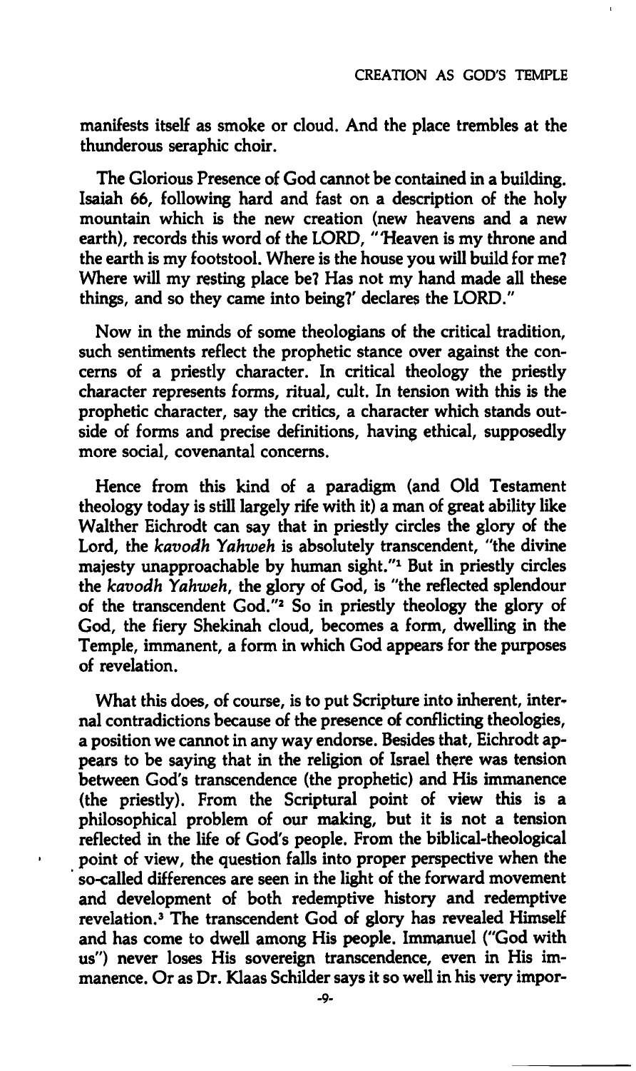manifests itself as smoke or cloud. And the place trembles at the thunderous seraphic choir.

The Glorious Presence of God cannot be contained in a building. Isaiah 66, following hard and fast on a description of the holy mountain which is the new creation (new heavens and a new earth), records this word of the LORD, "'Heaven is my throne and the earth is my footstool. Where is the house you will build for me? Where will my resting place be? Has not my hand made all these things, and so they came into being?' declares the LORD."

Now in the minds of some theologians of the critical tradition, such sentiments reflect the prophetic stance over against the concerns of a priestly character. In critical theology the priestly character represents forms, ritual, cult. In tension with this is the prophetic character, say the critics, a character which stands outside of forms and precise definitions, having ethical, supposedly more social, covenantal concerns.

Hence from this kind of a paradigm (and Old Testament theology today is still largely rife with it) a man of great ability like Walther Eichrodt can say that in priestly circles the glory of the Lord, the *kavodh Yahweh* is absolutely transcendent, "the divine majesty unapproachable by human sight."[1] But in priestly circles the *kavodh Yahweh*, the glory of God, is "the reflected splendour of the transcendent God."[2] So in priestly theology the glory of God, the fiery Shekinah cloud, becomes a form, dwelling in the Temple, immanent, a form in which God appears for the purposes of revelation.

What this does, of course, is to put Scripture into inherent, internal contradictions because of the presence of conflicting theologies, a position we cannot in any way endorse. Besides that, Eichrodt appears to be saying that in the religion of Israel there was tension between God's transcendence (the prophetic) and His immanence (the priestly). From the Scriptural point of view this is a philosophical problem of our making, but it is not a tension reflected in the life of God's people. From the biblical-theological point of view, the question falls into proper perspective when the so-called differences are seen in the light of the forward movement and development of both redemptive history and redemptive revelation.[3] The transcendent God of glory has revealed Himself and has come to dwell among His people. Immanuel ("God with us") never loses His sovereign transcendence, even in His immanence. Or as Dr. Klaas Schilder says it so well in his very impor-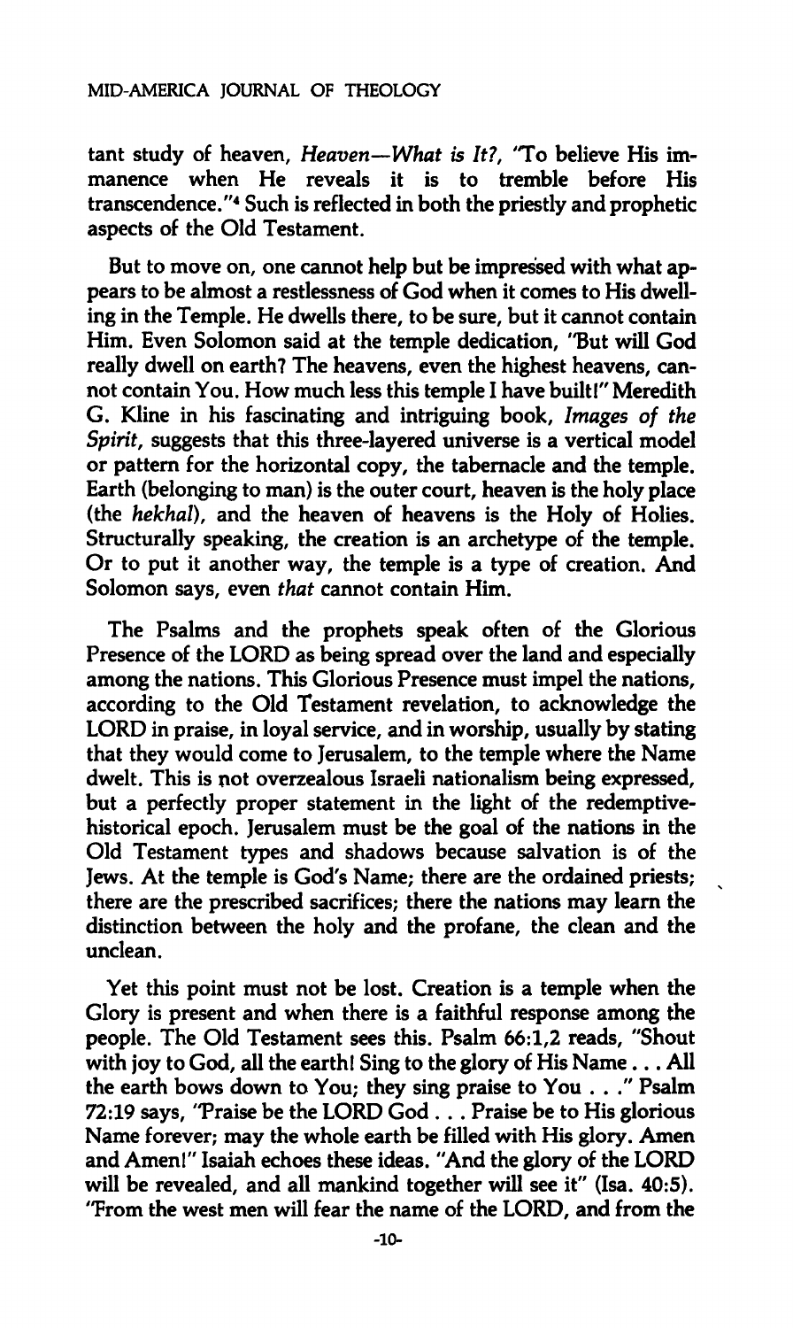tant study of heaven, *Heaven—What is It?*, "To believe His immanence when He reveals it is to tremble before His transcendence."[4] Such is reflected in both the priestly and prophetic aspects of the Old Testament.

But to move on, one cannot help but be impressed with what appears to be almost a restlessness of God when it comes to His dwelling in the Temple. He dwells there, to be sure, but it cannot contain Him. Even Solomon said at the temple dedication, "But will God really dwell on earth? The heavens, even the highest heavens, cannot contain You. How much less this temple I have built!" Meredith G. Kline in his fascinating and intriguing book, *Images of the Spirit*, suggests that this three-layered universe is a vertical model or pattern for the horizontal copy, the tabernacle and the temple. Earth (belonging to man) is the outer court, heaven is the holy place (the *hekhal*), and the heaven of heavens is the Holy of Holies. Structurally speaking, the creation is an archetype of the temple. Or to put it another way, the temple is a type of creation. And Solomon says, even *that* cannot contain Him.

The Psalms and the prophets speak often of the Glorious Presence of the LORD as being spread over the land and especially among the nations. This Glorious Presence must impel the nations, according to the Old Testament revelation, to acknowledge the LORD in praise, in loyal service, and in worship, usually by stating that they would come to Jerusalem, to the temple where the Name dwelt. This is not overzealous Israeli nationalism being expressed, but a perfectly proper statement in the light of the redemptive-historical epoch. Jerusalem must be the goal of the nations in the Old Testament types and shadows because salvation is of the Jews. At the temple is God's Name; there are the ordained priests; there are the prescribed sacrifices; there the nations may learn the distinction between the holy and the profane, the clean and the unclean.

Yet this point must not be lost. Creation is a temple when the Glory is present and when there is a faithful response among the people. The Old Testament sees this. Psalm 66:1,2 reads, "Shout with joy to God, all the earth! Sing to the glory of His Name . . . All the earth bows down to You; they sing praise to You . . ." Psalm 72:19 says, "Praise be the LORD God . . . Praise be to His glorious Name forever; may the whole earth be filled with His glory. Amen and Amen!" Isaiah echoes these ideas. "And the glory of the LORD will be revealed, and all mankind together will see it" (Isa. 40:5). "From the west men will fear the name of the LORD, and from the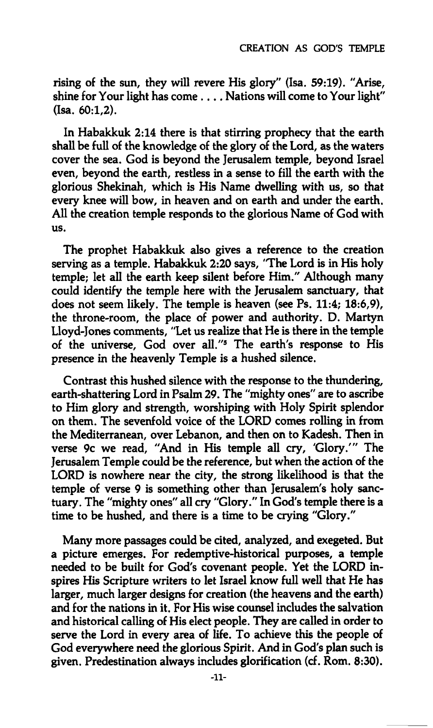rising of the sun, they will revere His glory" (Isa. 59:19). "Arise, shine for Your light has come . . . . Nations will come to Your light" (Isa. 60:1,2).

In Habakkuk 2:14 there is that stirring prophecy that the earth shall be full of the knowledge of the glory of the Lord, as the waters cover the sea. God is beyond the Jerusalem temple, beyond Israel even, beyond the earth, restless in a sense to fill the earth with the glorious Shekinah, which is His Name dwelling with us, so that every knee will bow, in heaven and on earth and under the earth. All the creation temple responds to the glorious Name of God with us.

The prophet Habakkuk also gives a reference to the creation serving as a temple. Habakkuk 2:20 says, "The Lord is in His holy temple; let all the earth keep silent before Him." Although many could identify the temple here with the Jerusalem sanctuary, that does not seem likely. The temple is heaven (see Ps. 11:4; 18:6,9), the throne-room, the place of power and authority. D. Martyn Lloyd-Jones comments, "Let us realize that He is there in the temple of the universe, God over all."[5] The earth's response to His presence in the heavenly Temple is a hushed silence.

Contrast this hushed silence with the response to the thundering, earth-shattering Lord in Psalm 29. The "mighty ones" are to ascribe to Him glory and strength, worshiping with Holy Spirit splendor on them. The sevenfold voice of the LORD comes rolling in from the Mediterranean, over Lebanon, and then on to Kadesh. Then in verse 9c we read, "And in His temple all cry, 'Glory.'" The Jerusalem Temple could be the reference, but when the action of the LORD is nowhere near the city, the strong likelihood is that the temple of verse 9 is something other than Jerusalem's holy sanctuary. The "mighty ones" all cry "Glory." In God's temple there is a time to be hushed, and there is a time to be crying "Glory."

Many more passages could be cited, analyzed, and exegeted. But a picture emerges. For redemptive-historical purposes, a temple needed to be built for God's covenant people. Yet the LORD inspires His Scripture writers to let Israel know full well that He has larger, much larger designs for creation (the heavens and the earth) and for the nations in it. For His wise counsel includes the salvation and historical calling of His elect people. They are called in order to serve the Lord in every area of life. To achieve this the people of God everywhere need the glorious Spirit. And in God's plan such is given. Predestination always includes glorification (cf. Rom. 8:30).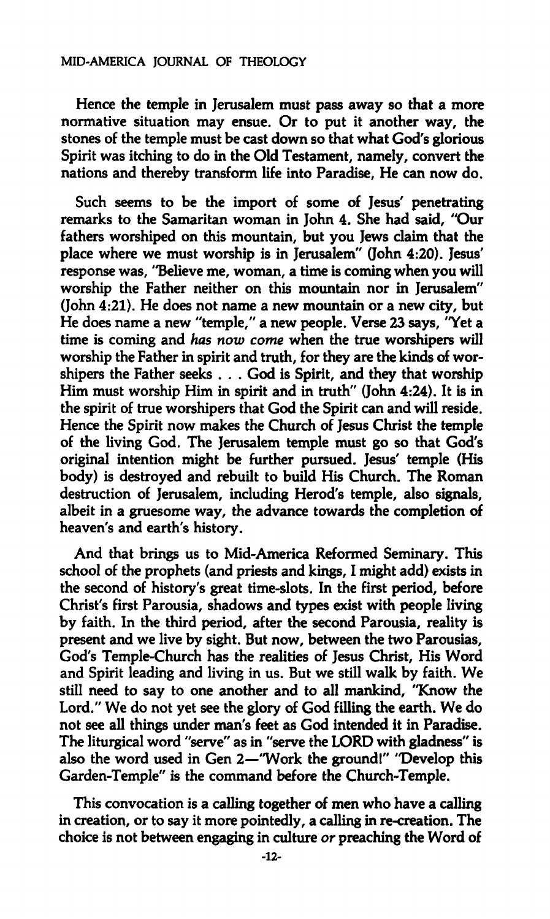Hence the temple in Jerusalem must pass away so that a more normative situation may ensue. Or to put it another way, the stones of the temple must be cast down so that what God's glorious Spirit was itching to do in the Old Testament, namely, convert the nations and thereby transform life into Paradise, He can now do.

Such seems to be the import of some of Jesus' penetrating remarks to the Samaritan woman in John 4. She had said, "Our fathers worshiped on this mountain, but you Jews claim that the place where we must worship is in Jerusalem" (John 4:20). Jesus' response was, "Believe me, woman, a time is coming when you will worship the Father neither on this mountain nor in Jerusalem" (John 4:21). He does not name a new mountain or a new city, but He does name a new "temple," a new people. Verse 23 says, "Yet a time is coming and *has now come* when the true worshipers will worship the Father in spirit and truth, for they are the kinds of worshipers the Father seeks . . . God is Spirit, and they that worship Him must worship Him in spirit and in truth" (John 4:24). It is in the spirit of true worshipers that God the Spirit can and will reside. Hence the Spirit now makes the Church of Jesus Christ the temple of the living God. The Jerusalem temple must go so that God's original intention might be further pursued. Jesus' temple (His body) is destroyed and rebuilt to build His Church. The Roman destruction of Jerusalem, including Herod's temple, also signals, albeit in a gruesome way, the advance towards the completion of heaven's and earth's history.

And that brings us to Mid-America Reformed Seminary. This school of the prophets (and priests and kings, I might add) exists in the second of history's great time-slots. In the first period, before Christ's first Parousia, shadows and types exist with people living by faith. In the third period, after the second Parousia, reality is present and we live by sight. But now, between the two Parousias, God's Temple-Church has the realities of Jesus Christ, His Word and Spirit leading and living in us. But we still walk by faith. We still need to say to one another and to all mankind, "Know the Lord." We do not yet see the glory of God filling the earth. We do not see all things under man's feet as God intended it in Paradise. The liturgical word "serve" as in "serve the LORD with gladness" is also the word used in Gen 2—"Work the ground!" "Develop this Garden-Temple" is the command before the Church-Temple.

This convocation is a calling together of men who have a calling in creation, or to say it more pointedly, a calling in re-creation. The choice is not between engaging in culture *or* preaching the Word of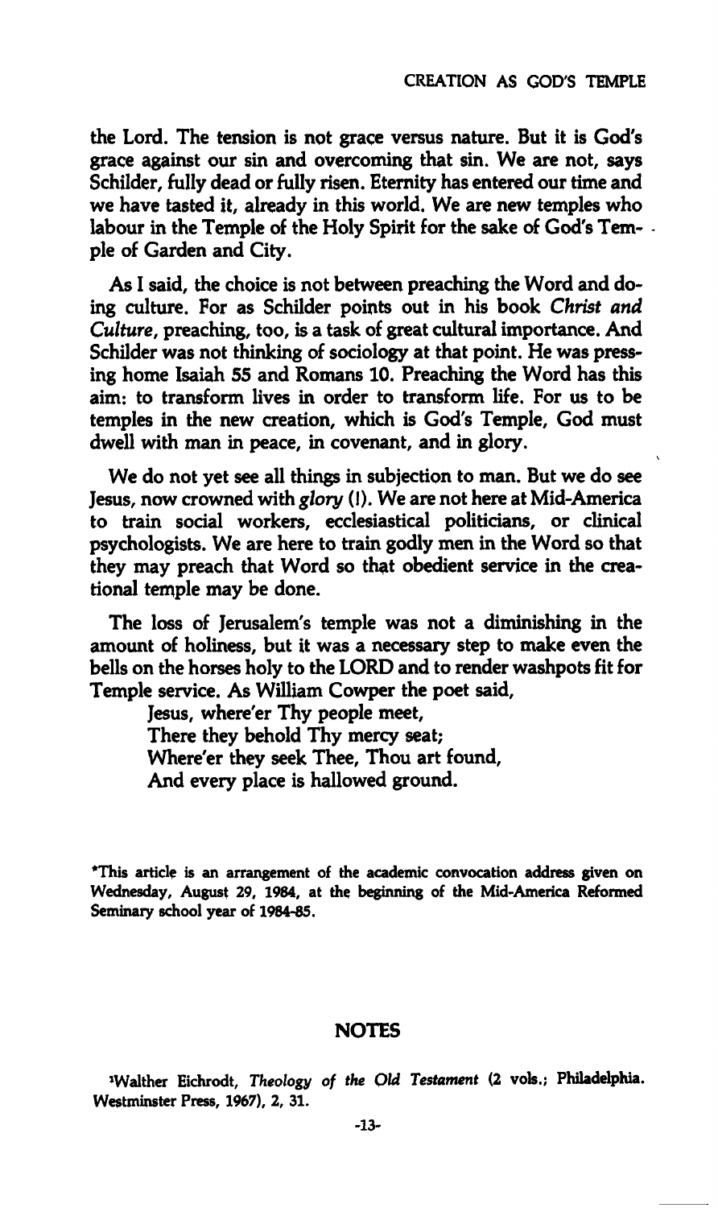the Lord. The tension is not grace versus nature. But it is God's grace against our sin and overcoming that sin. We are not, says Schilder, fully dead or fully risen. Eternity has entered our time and we have tasted it, already in this world. We are new temples who labour in the Temple of the Holy Spirit for the sake of God's Temple of Garden and City.

As I said, the choice is not between preaching the Word and doing culture. For as Schilder points out in his book *Christ and Culture*, preaching, too, is a task of great cultural importance. And Schilder was not thinking of sociology at that point. He was pressing home Isaiah 55 and Romans 10. Preaching the Word has this aim: to transform lives in order to transform life. For us to be temples in the new creation, which is God's Temple, God must dwell with man in peace, in covenant, and in glory.

We do not yet see all things in subjection to man. But we do see Jesus, now crowned with *glory* (!). We are not here at Mid-America to train social workers, ecclesiastical politicians, or clinical psychologists. We are here to train godly men in the Word so that they may preach that Word so that obedient service in the creational temple may be done.

The loss of Jerusalem's temple was not a diminishing in the amount of holiness, but it was a necessary step to make even the bells on the horses holy to the LORD and to render washpots fit for Temple service. As William Cowper the poet said,

> Jesus, where'er Thy people meet,
> There they behold Thy mercy seat;
> Where'er they seek Thee, Thou art found,
> And every place is hallowed ground.

*This article is an arrangement of the academic convocation address given on Wednesday, August 29, 1984, at the beginning of the Mid-America Reformed Seminary school year of 1984-85.

## NOTES

[1]Walther Eichrodt, *Theology of the Old Testament* (2 vols.; Philadelphia. Westminster Press, 1967), 2, 31.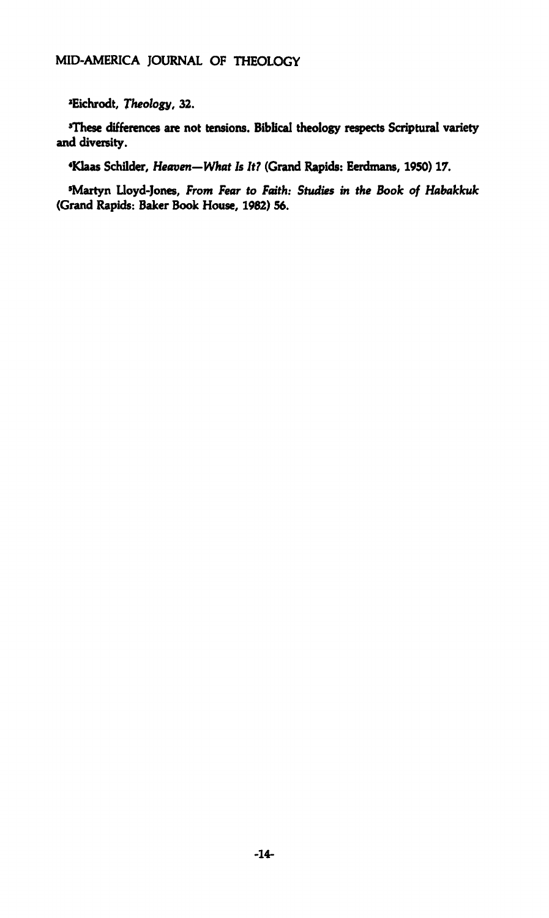[2]Eichrodt, *Theology*, 32.

[3]These differences are not tensions. Biblical theology respects Scriptural variety and diversity.

[4]Klaas Schilder, *Heaven—What Is It?* (Grand Rapids: Eerdmans, 1950) 17.

[5]Martyn Lloyd-Jones, *From Fear to Faith: Studies in the Book of Habakkuk* (Grand Rapids: Baker Book House, 1982) 56.